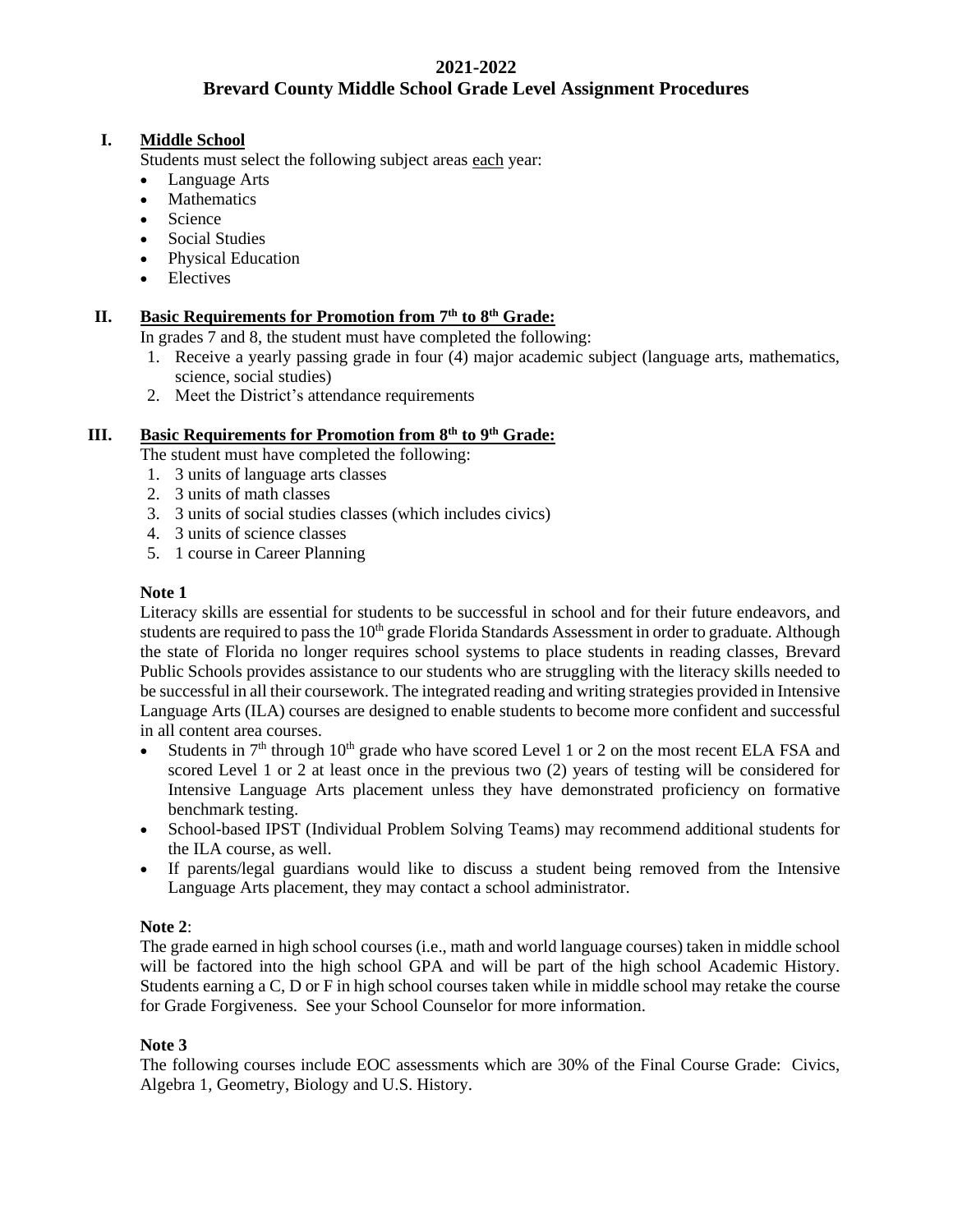# 2021-2022
# Brevard County Middle School Grade Level Assignment Procedures

## I. Middle School

Students must select the following subject areas each year:

- Language Arts
- Mathematics
- Science
- Social Studies
- Physical Education
- Electives

## II. Basic Requirements for Promotion from 7th to 8th Grade:

In grades 7 and 8, the student must have completed the following:

1. Receive a yearly passing grade in four (4) major academic subject (language arts, mathematics, science, social studies)
2. Meet the District's attendance requirements

## III. Basic Requirements for Promotion from 8th to 9th Grade:

The student must have completed the following:

1. 3 units of language arts classes
2. 3 units of math classes
3. 3 units of social studies classes (which includes civics)
4. 3 units of science classes
5. 1 course in Career Planning

**Note 1**

Literacy skills are essential for students to be successful in school and for their future endeavors, and students are required to pass the 10th grade Florida Standards Assessment in order to graduate. Although the state of Florida no longer requires school systems to place students in reading classes, Brevard Public Schools provides assistance to our students who are struggling with the literacy skills needed to be successful in all their coursework. The integrated reading and writing strategies provided in Intensive Language Arts (ILA) courses are designed to enable students to become more confident and successful in all content area courses.

- Students in 7th through 10th grade who have scored Level 1 or 2 on the most recent ELA FSA and scored Level 1 or 2 at least once in the previous two (2) years of testing will be considered for Intensive Language Arts placement unless they have demonstrated proficiency on formative benchmark testing.
- School-based IPST (Individual Problem Solving Teams) may recommend additional students for the ILA course, as well.
- If parents/legal guardians would like to discuss a student being removed from the Intensive Language Arts placement, they may contact a school administrator.

**Note 2**:

The grade earned in high school courses (i.e., math and world language courses) taken in middle school will be factored into the high school GPA and will be part of the high school Academic History. Students earning a C, D or F in high school courses taken while in middle school may retake the course for Grade Forgiveness. See your School Counselor for more information.

**Note 3**

The following courses include EOC assessments which are 30% of the Final Course Grade: Civics, Algebra 1, Geometry, Biology and U.S. History.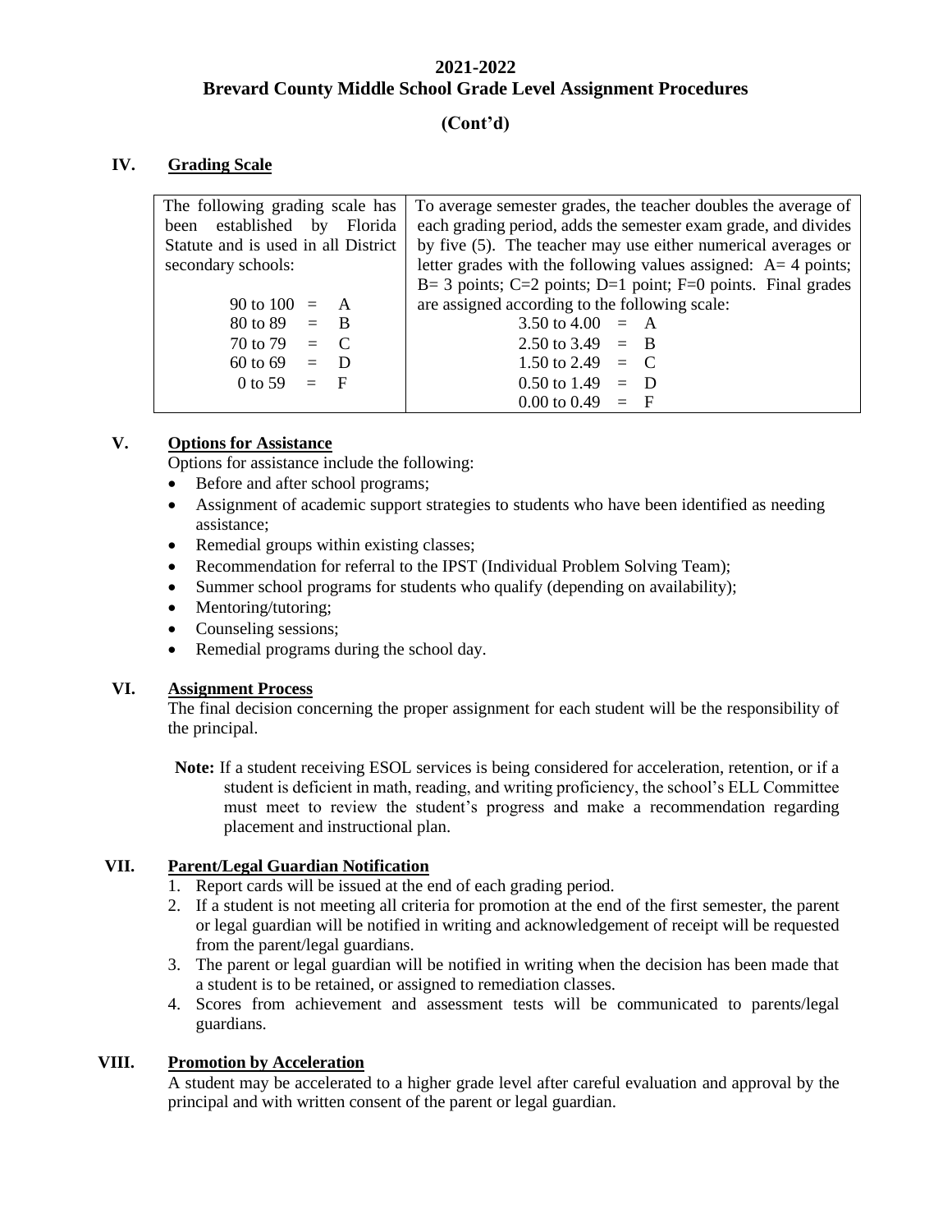**2021-2022**
**Brevard County Middle School Grade Level Assignment Procedures**

**(Cont'd)**

## IV. Grading Scale

| | |
|---|---|
| The following grading scale has been established by Florida Statute and is used in all District secondary schools:<br><br>90 to 100 = A<br>80 to 89 = B<br>70 to 79 = C<br>60 to 69 = D<br>0 to 59 = F | To average semester grades, the teacher doubles the average of each grading period, adds the semester exam grade, and divides by five (5). The teacher may use either numerical averages or letter grades with the following values assigned: A= 4 points; B= 3 points; C=2 points; D=1 point; F=0 points. Final grades are assigned according to the following scale:<br>3.50 to 4.00 = A<br>2.50 to 3.49 = B<br>1.50 to 2.49 = C<br>0.50 to 1.49 = D<br>0.00 to 0.49 = F |

## V. Options for Assistance

Options for assistance include the following:

- Before and after school programs;
- Assignment of academic support strategies to students who have been identified as needing assistance;
- Remedial groups within existing classes;
- Recommendation for referral to the IPST (Individual Problem Solving Team);
- Summer school programs for students who qualify (depending on availability);
- Mentoring/tutoring;
- Counseling sessions;
- Remedial programs during the school day.

## VI. Assignment Process

The final decision concerning the proper assignment for each student will be the responsibility of the principal.

**Note:** If a student receiving ESOL services is being considered for acceleration, retention, or if a student is deficient in math, reading, and writing proficiency, the school's ELL Committee must meet to review the student's progress and make a recommendation regarding placement and instructional plan.

## VII. Parent/Legal Guardian Notification

1. Report cards will be issued at the end of each grading period.
2. If a student is not meeting all criteria for promotion at the end of the first semester, the parent or legal guardian will be notified in writing and acknowledgement of receipt will be requested from the parent/legal guardians.
3. The parent or legal guardian will be notified in writing when the decision has been made that a student is to be retained, or assigned to remediation classes.
4. Scores from achievement and assessment tests will be communicated to parents/legal guardians.

## VIII. Promotion by Acceleration

A student may be accelerated to a higher grade level after careful evaluation and approval by the principal and with written consent of the parent or legal guardian.